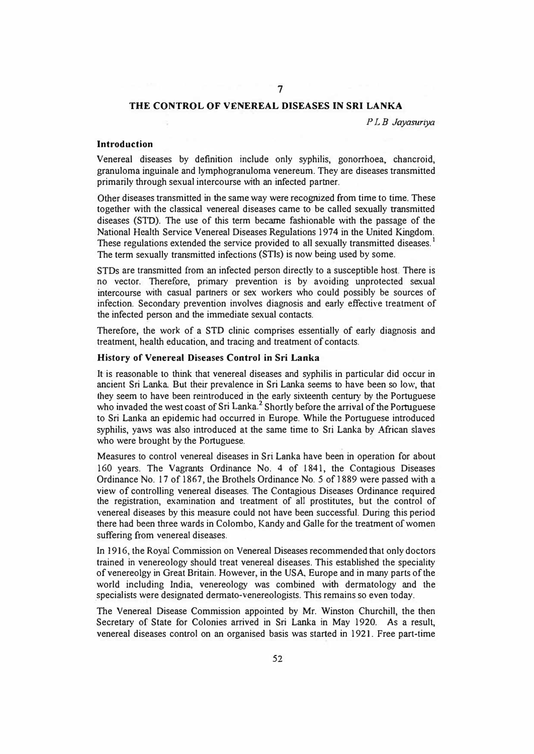# 7

## THE CONTROL OF VENEREAL DISEASES IN SRI LANKA

*P L B Jayasuriya*

### Introduction

Venereal diseases by definition include only syphilis, gonorrhoea, chancroid, granuloma inguinale and lymphogranuloma venereum. They are diseases transmitted primarily through sexual intercourse with an infected partner.

Other diseases transmitted in the same way were recognized from time to time. These together with the classical venereal diseases came to be called sexually transmitted diseases (STD). The use of this term became fashionable with the passage of the National Health Service Venereal Diseases Regulations 1974 in the United Kingdom. These regulations extended the service provided to all sexually transmitted diseases.[1] The term sexually transmitted infections (STIs) is now being used by some.

STDs are transmitted from an infected person directly to a susceptible host. There is no vector. Therefore, primary prevention is by avoiding unprotected sexual intercourse with casual partners or sex workers who could possibly be sources of infection. Secondary prevention involves diagnosis and early effective treatment of the infected person and the immediate sexual contacts.

Therefore, the work of a STD clinic comprises essentially of early diagnosis and treatment, health education, and tracing and treatment of contacts.

### History of Venereal Diseases Control in Sri Lanka

It is reasonable to think that venereal diseases and syphilis in particular did occur in ancient Sri Lanka. But their prevalence in Sri Lanka seems to have been so low, that they seem to have been reintroduced in the early sixteenth century by the Portuguese who invaded the west coast of Sri Lanka.[2] Shortly before the arrival of the Portuguese to Sri Lanka an epidemic had occurred in Europe. While the Portuguese introduced syphilis, yaws was also introduced at the same time to Sri Lanka by African slaves who were brought by the Portuguese.

Measures to control venereal diseases in Sri Lanka have been in operation for about 160 years. The Vagrants Ordinance No. 4 of 1841, the Contagious Diseases Ordinance No. 17 of 1867, the Brothels Ordinance No. 5 of 1889 were passed with a view of controlling venereal diseases. The Contagious Diseases Ordinance required the registration, examination and treatment of all prostitutes, but the control of venereal diseases by this measure could not have been successful. During this period there had been three wards in Colombo, Kandy and Galle for the treatment of women suffering from venereal diseases.

In 1916, the Royal Commission on Venereal Diseases recommended that only doctors trained in venereology should treat venereal diseases. This established the speciality of venereolgy in Great Britain. However, in the USA, Europe and in many parts of the world including India, venereology was combined with dermatology and the specialists were designated dermato-venereologists. This remains so even today.

The Venereal Disease Commission appointed by Mr. Winston Churchill, the then Secretary of State for Colonies arrived in Sri Lanka in May 1920. As a result, venereal diseases control on an organised basis was started in 1921. Free part-time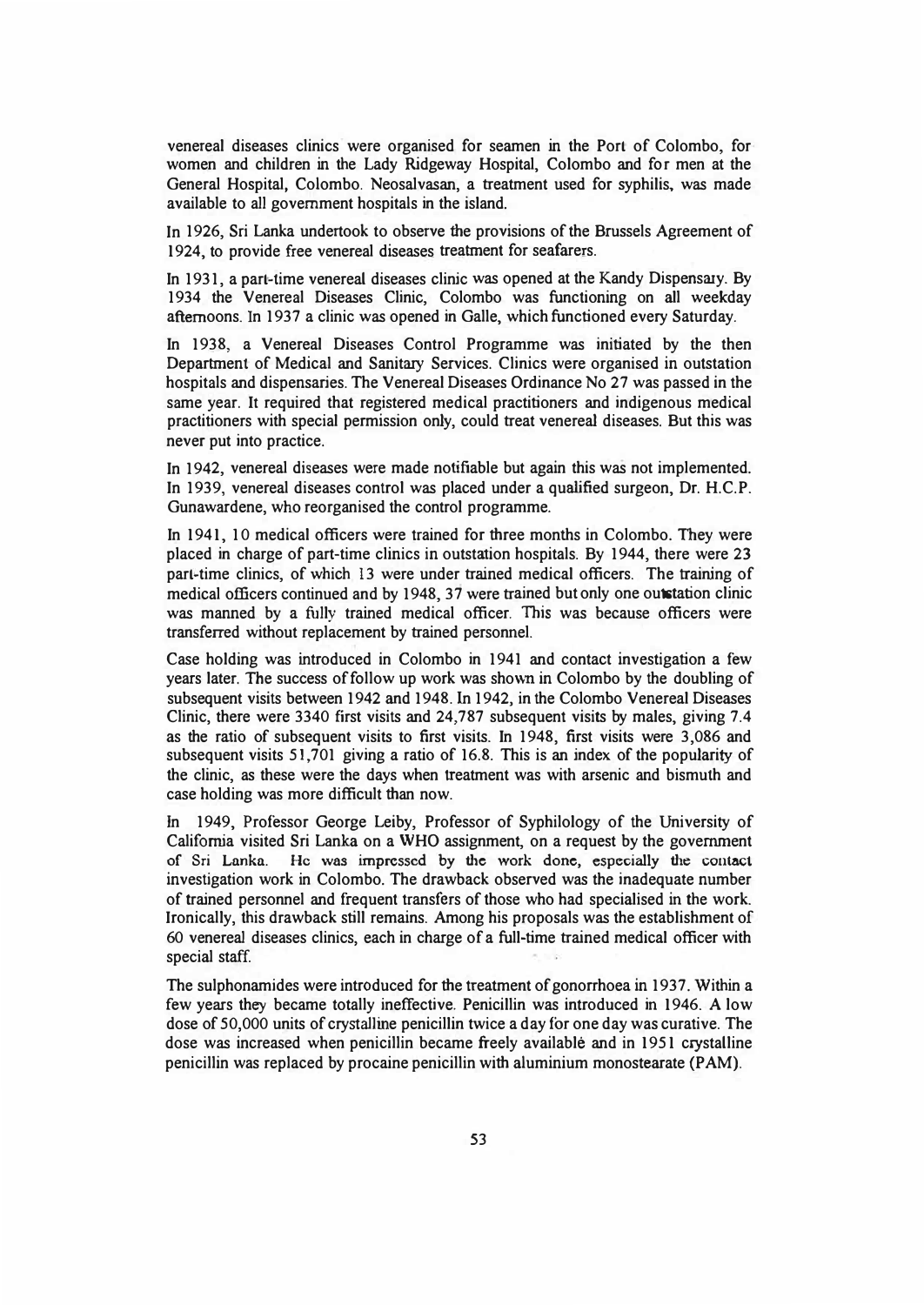venereal diseases clinics were organised for seamen in the Port of Colombo, for women and children in the Lady Ridgeway Hospital, Colombo and for men at the General Hospital, Colombo. Neosalvasan, a treatment used for syphilis, was made available to all government hospitals in the island.

In 1926, Sri Lanka undertook to observe the provisions of the Brussels Agreement of 1924, to provide free venereal diseases treatment for seafarers.

In 1931, a part-time venereal diseases clinic was opened at the Kandy Dispensary. By 1934 the Venereal Diseases Clinic, Colombo was functioning on all weekday afternoons. In 1937 a clinic was opened in Galle, which functioned every Saturday.

In 1938, a Venereal Diseases Control Programme was initiated by the then Department of Medical and Sanitary Services. Clinics were organised in outstation hospitals and dispensaries. The Venereal Diseases Ordinance No 27 was passed in the same year. It required that registered medical practitioners and indigenous medical practitioners with special permission only, could treat venereal diseases. But this was never put into practice.

In 1942, venereal diseases were made notifiable but again this was not implemented. In 1939, venereal diseases control was placed under a qualified surgeon, Dr. H.C.P. Gunawardene, who reorganised the control programme.

In 1941, 10 medical officers were trained for three months in Colombo. They were placed in charge of part-time clinics in outstation hospitals. By 1944, there were 23 part-time clinics, of which 13 were under trained medical officers. The training of medical officers continued and by 1948, 37 were trained but only one outstation clinic was manned by a fully trained medical officer. This was because officers were transferred without replacement by trained personnel.

Case holding was introduced in Colombo in 1941 and contact investigation a few years later. The success of follow up work was shown in Colombo by the doubling of subsequent visits between 1942 and 1948. In 1942, in the Colombo Venereal Diseases Clinic, there were 3340 first visits and 24,787 subsequent visits by males, giving 7.4 as the ratio of subsequent visits to first visits. In 1948, first visits were 3,086 and subsequent visits 51,701 giving a ratio of 16.8. This is an index of the popularity of the clinic, as these were the days when treatment was with arsenic and bismuth and case holding was more difficult than now.

In 1949, Professor George Leiby, Professor of Syphilology of the University of California visited Sri Lanka on a WHO assignment, on a request by the government of Sri Lanka. He was impressed by the work done, especially the contact investigation work in Colombo. The drawback observed was the inadequate number of trained personnel and frequent transfers of those who had specialised in the work. Ironically, this drawback still remains. Among his proposals was the establishment of 60 venereal diseases clinics, each in charge of a full-time trained medical officer with special staff.

The sulphonamides were introduced for the treatment of gonorrhoea in 1937. Within a few years they became totally ineffective. Penicillin was introduced in 1946. A low dose of 50,000 units of crystalline penicillin twice a day for one day was curative. The dose was increased when penicillin became freely available and in 1951 crystalline penicillin was replaced by procaine penicillin with aluminium monostearate (PAM).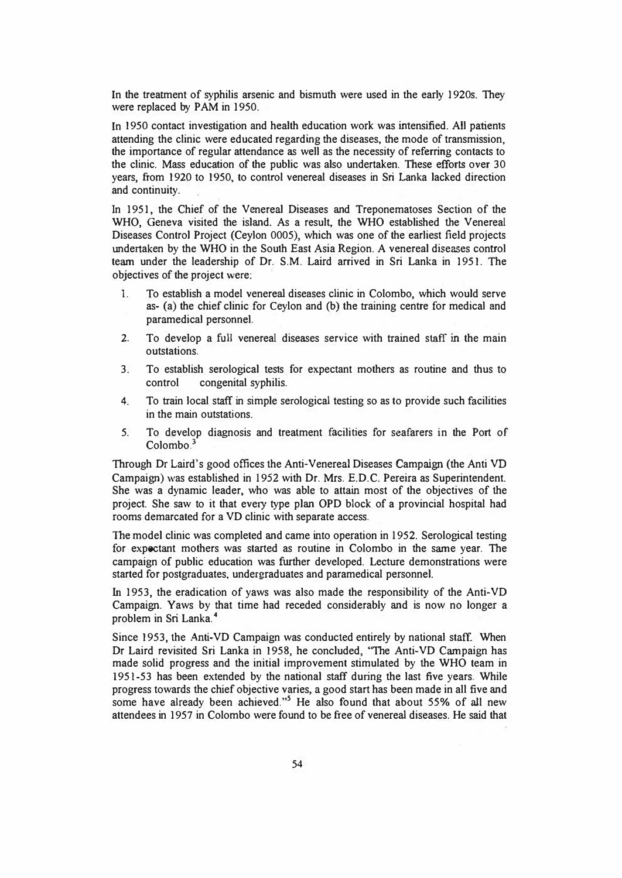In the treatment of syphilis arsenic and bismuth were used in the early 1920s. They were replaced by PAM in 1950.

In 1950 contact investigation and health education work was intensified. All patients attending the clinic were educated regarding the diseases, the mode of transmission, the importance of regular attendance as well as the necessity of referring contacts to the clinic. Mass education of the public was also undertaken. These efforts over 30 years, from 1920 to 1950, to control venereal diseases in Sri Lanka lacked direction and continuity.

In 1951, the Chief of the Venereal Diseases and Treponematoses Section of the WHO, Geneva visited the island. As a result, the WHO established the Venereal Diseases Control Project (Ceylon 0005), which was one of the earliest field projects undertaken by the WHO in the South East Asia Region. A venereal diseases control team under the leadership of Dr. S.M. Laird arrived in Sri Lanka in 1951. The objectives of the project were:

1. To establish a model venereal diseases clinic in Colombo, which would serve as- (a) the chief clinic for Ceylon and (b) the training centre for medical and paramedical personnel.
2. To develop a full venereal diseases service with trained staff in the main outstations.
3. To establish serological tests for expectant mothers as routine and thus to control congenital syphilis.
4. To train local staff in simple serological testing so as to provide such facilities in the main outstations.
5. To develop diagnosis and treatment facilities for seafarers in the Port of Colombo.[3]

Through Dr Laird's good offices the Anti-Venereal Diseases Campaign (the Anti VD Campaign) was established in 1952 with Dr. Mrs. E.D.C. Pereira as Superintendent. She was a dynamic leader, who was able to attain most of the objectives of the project. She saw to it that every type plan OPD block of a provincial hospital had rooms demarcated for a VD clinic with separate access.

The model clinic was completed and came into operation in 1952. Serological testing for expectant mothers was started as routine in Colombo in the same year. The campaign of public education was further developed. Lecture demonstrations were started for postgraduates, undergraduates and paramedical personnel.

In 1953, the eradication of yaws was also made the responsibility of the Anti-VD Campaign. Yaws by that time had receded considerably and is now no longer a problem in Sri Lanka.[4]

Since 1953, the Anti-VD Campaign was conducted entirely by national staff. When Dr Laird revisited Sri Lanka in 1958, he concluded, "The Anti-VD Campaign has made solid progress and the initial improvement stimulated by the WHO team in 1951-53 has been extended by the national staff during the last five years. While progress towards the chief objective varies, a good start has been made in all five and some have already been achieved."[5] He also found that about 55% of all new attendees in 1957 in Colombo were found to be free of venereal diseases. He said that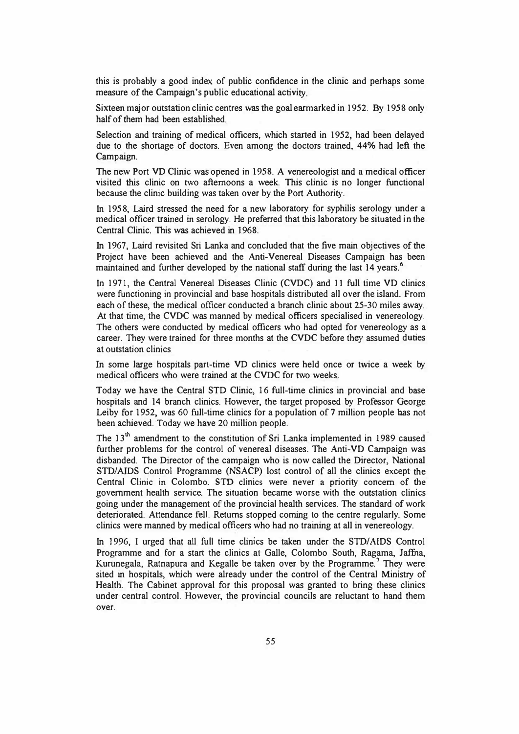this is probably a good index of public confidence in the clinic and perhaps some measure of the Campaign's public educational activity.

Sixteen major outstation clinic centres was the goal earmarked in 1952. By 1958 only half of them had been established.

Selection and training of medical officers, which started in 1952, had been delayed due to the shortage of doctors. Even among the doctors trained, 44% had left the Campaign.

The new Port VD Clinic was opened in 1958. A venereologist and a medical officer visited this clinic on two afternoons a week. This clinic is no longer functional because the clinic building was taken over by the Port Authority.

In 1958, Laird stressed the need for a new laboratory for syphilis serology under a medical officer trained in serology. He preferred that this laboratory be situated in the Central Clinic. This was achieved in 1968.

In 1967, Laird revisited Sri Lanka and concluded that the five main objectives of the Project have been achieved and the Anti-Venereal Diseases Campaign has been maintained and further developed by the national staff during the last 14 years.[6]

In 1971, the Central Venereal Diseases Clinic (CVDC) and 11 full time VD clinics were functioning in provincial and base hospitals distributed all over the island. From each of these, the medical officer conducted a branch clinic about 25-30 miles away. At that time, the CVDC was manned by medical officers specialised in venereology. The others were conducted by medical officers who had opted for venereology as a career. They were trained for three months at the CVDC before they assumed duties at outstation clinics.

In some large hospitals part-time VD clinics were held once or twice a week by medical officers who were trained at the CVDC for two weeks.

Today we have the Central STD Clinic, 16 full-time clinics in provincial and base hospitals and 14 branch clinics. However, the target proposed by Professor George Leiby for 1952, was 60 full-time clinics for a population of 7 million people has not been achieved. Today we have 20 million people.

The 13[th] amendment to the constitution of Sri Lanka implemented in 1989 caused further problems for the control of venereal diseases. The Anti-VD Campaign was disbanded. The Director of the campaign who is now called the Director, National STD/AIDS Control Programme (NSACP) lost control of all the clinics except the Central Clinic in Colombo. STD clinics were never a priority concern of the government health service. The situation became worse with the outstation clinics going under the management of the provincial health services. The standard of work deteriorated. Attendance fell. Returns stopped coming to the centre regularly. Some clinics were manned by medical officers who had no training at all in venereology.

In 1996, I urged that all full time clinics be taken under the STD/AIDS Control Programme and for a start the clinics at Galle, Colombo South, Ragama, Jaffna, Kurunegala, Ratnapura and Kegalle be taken over by the Programme.[7] They were sited in hospitals, which were already under the control of the Central Ministry of Health. The Cabinet approval for this proposal was granted to bring these clinics under central control. However, the provincial councils are reluctant to hand them over.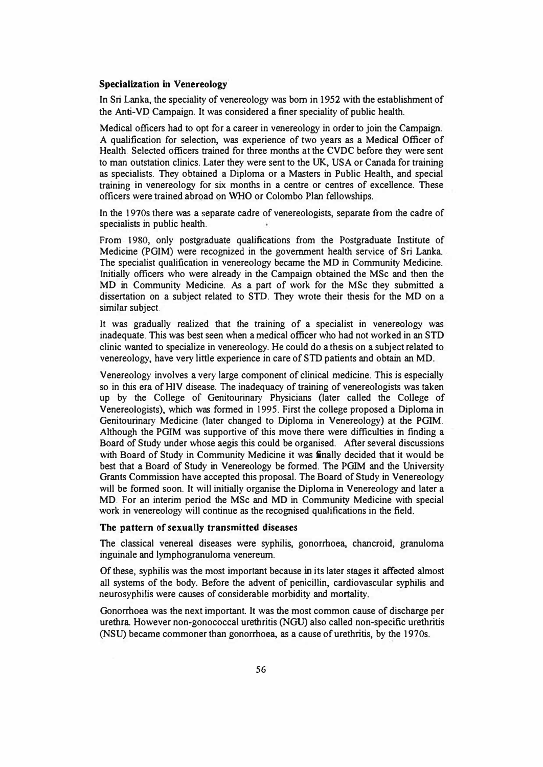**Specialization in Venereology**

In Sri Lanka, the speciality of venereology was born in 1952 with the establishment of the Anti-VD Campaign. It was considered a finer speciality of public health.

Medical officers had to opt for a career in venereology in order to join the Campaign. A qualification for selection, was experience of two years as a Medical Officer of Health. Selected officers trained for three months at the CVDC before they were sent to man outstation clinics. Later they were sent to the UK, USA or Canada for training as specialists. They obtained a Diploma or a Masters in Public Health, and special training in venereology for six months in a centre or centres of excellence. These officers were trained abroad on WHO or Colombo Plan fellowships.

In the 1970s there was a separate cadre of venereologists, separate from the cadre of specialists in public health.

From 1980, only postgraduate qualifications from the Postgraduate Institute of Medicine (PGIM) were recognized in the government health service of Sri Lanka. The specialist qualification in venereology became the MD in Community Medicine. Initially officers who were already in the Campaign obtained the MSc and then the MD in Community Medicine. As a part of work for the MSc they submitted a dissertation on a subject related to STD. They wrote their thesis for the MD on a similar subject.

It was gradually realized that the training of a specialist in venereology was inadequate. This was best seen when a medical officer who had not worked in an STD clinic wanted to specialize in venereology. He could do a thesis on a subject related to venereology, have very little experience in care of STD patients and obtain an MD.

Venereology involves a very large component of clinical medicine. This is especially so in this era of HIV disease. The inadequacy of training of venereologists was taken up by the College of Genitourinary Physicians (later called the College of Venereologists), which was formed in 1995. First the college proposed a Diploma in Genitourinary Medicine (later changed to Diploma in Venereology) at the PGIM. Although the PGIM was supportive of this move there were difficulties in finding a Board of Study under whose aegis this could be organised. After several discussions with Board of Study in Community Medicine it was finally decided that it would be best that a Board of Study in Venereology be formed. The PGIM and the University Grants Commission have accepted this proposal. The Board of Study in Venereology will be formed soon. It will initially organise the Diploma in Venereology and later a MD. For an interim period the MSc and MD in Community Medicine with special work in venereology will continue as the recognised qualifications in the field.

**The pattern of sexually transmitted diseases**

The classical venereal diseases were syphilis, gonorrhoea, chancroid, granuloma inguinale and lymphogranuloma venereum.

Of these, syphilis was the most important because in its later stages it affected almost all systems of the body. Before the advent of penicillin, cardiovascular syphilis and neurosyphilis were causes of considerable morbidity and mortality.

Gonorrhoea was the next important. It was the most common cause of discharge per urethra. However non-gonococcal urethritis (NGU) also called non-specific urethritis (NSU) became commoner than gonorrhoea, as a cause of urethritis, by the 1970s.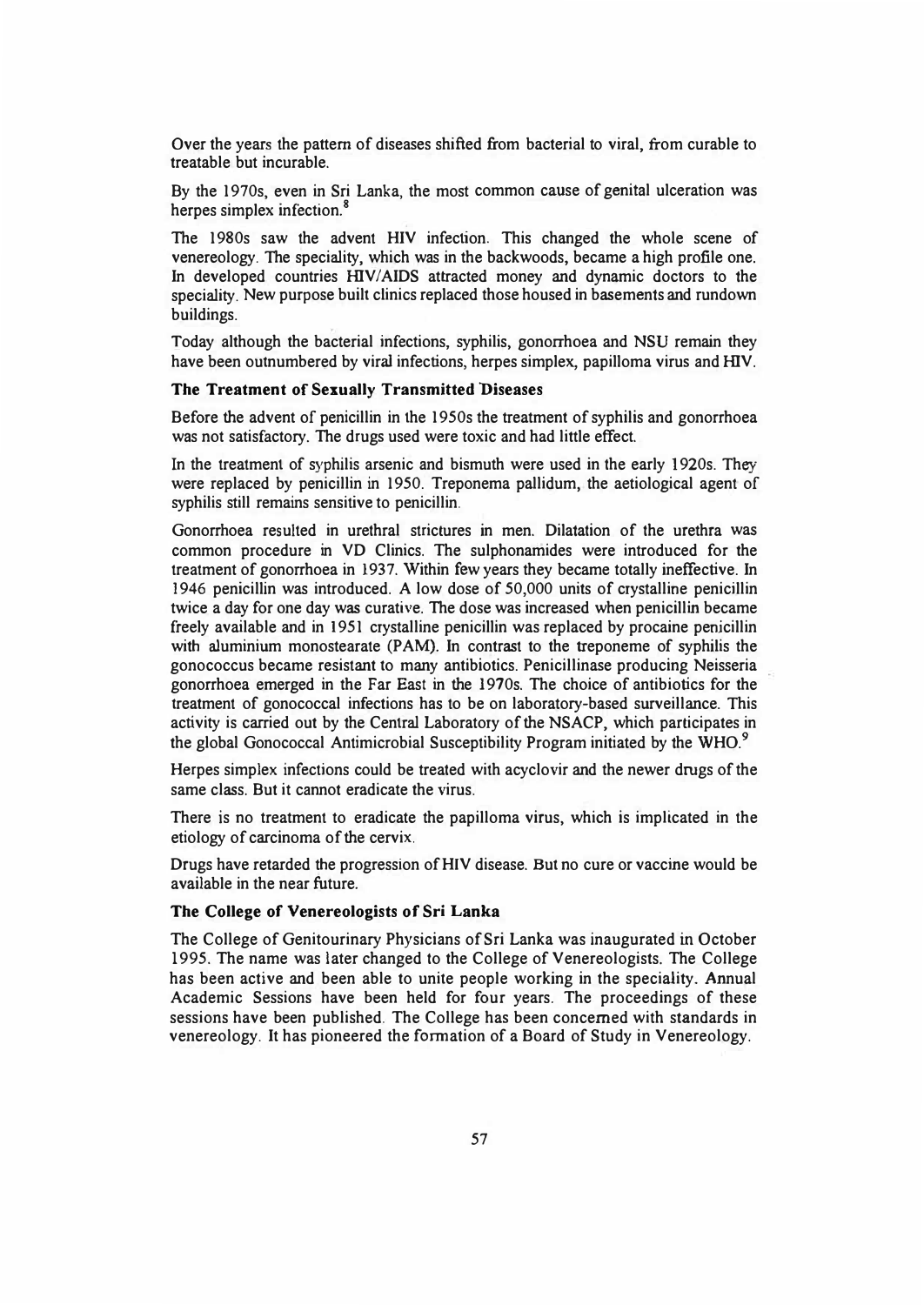Over the years the pattern of diseases shifted from bacterial to viral, from curable to treatable but incurable.

By the 1970s, even in Sri Lanka, the most common cause of genital ulceration was herpes simplex infection.[8]

The 1980s saw the advent HIV infection. This changed the whole scene of venereology. The speciality, which was in the backwoods, became a high profile one. In developed countries HIV/AIDS attracted money and dynamic doctors to the speciality. New purpose built clinics replaced those housed in basements and rundown buildings.

Today although the bacterial infections, syphilis, gonorrhoea and NSU remain they have been outnumbered by viral infections, herpes simplex, papilloma virus and HIV.

### The Treatment of Sexually Transmitted Diseases

Before the advent of penicillin in the 1950s the treatment of syphilis and gonorrhoea was not satisfactory. The drugs used were toxic and had little effect.

In the treatment of syphilis arsenic and bismuth were used in the early 1920s. They were replaced by penicillin in 1950. Treponema pallidum, the aetiological agent of syphilis still remains sensitive to penicillin.

Gonorrhoea resulted in urethral strictures in men. Dilatation of the urethra was common procedure in VD Clinics. The sulphonamides were introduced for the treatment of gonorrhoea in 1937. Within few years they became totally ineffective. In 1946 penicillin was introduced. A low dose of 50,000 units of crystalline penicillin twice a day for one day was curative. The dose was increased when penicillin became freely available and in 1951 crystalline penicillin was replaced by procaine penicillin with aluminium monostearate (PAM). In contrast to the treponeme of syphilis the gonococcus became resistant to many antibiotics. Penicillinase producing Neisseria gonorrhoea emerged in the Far East in the 1970s. The choice of antibiotics for the treatment of gonococcal infections has to be on laboratory-based surveillance. This activity is carried out by the Central Laboratory of the NSACP, which participates in the global Gonococcal Antimicrobial Susceptibility Program initiated by the WHO.[9]

Herpes simplex infections could be treated with acyclovir and the newer drugs of the same class. But it cannot eradicate the virus.

There is no treatment to eradicate the papilloma virus, which is implicated in the etiology of carcinoma of the cervix.

Drugs have retarded the progression of HIV disease. But no cure or vaccine would be available in the near future.

### The College of Venereologists of Sri Lanka

The College of Genitourinary Physicians of Sri Lanka was inaugurated in October 1995. The name was later changed to the College of Venereologists. The College has been active and been able to unite people working in the speciality. Annual Academic Sessions have been held for four years. The proceedings of these sessions have been published. The College has been concerned with standards in venereology. It has pioneered the formation of a Board of Study in Venereology.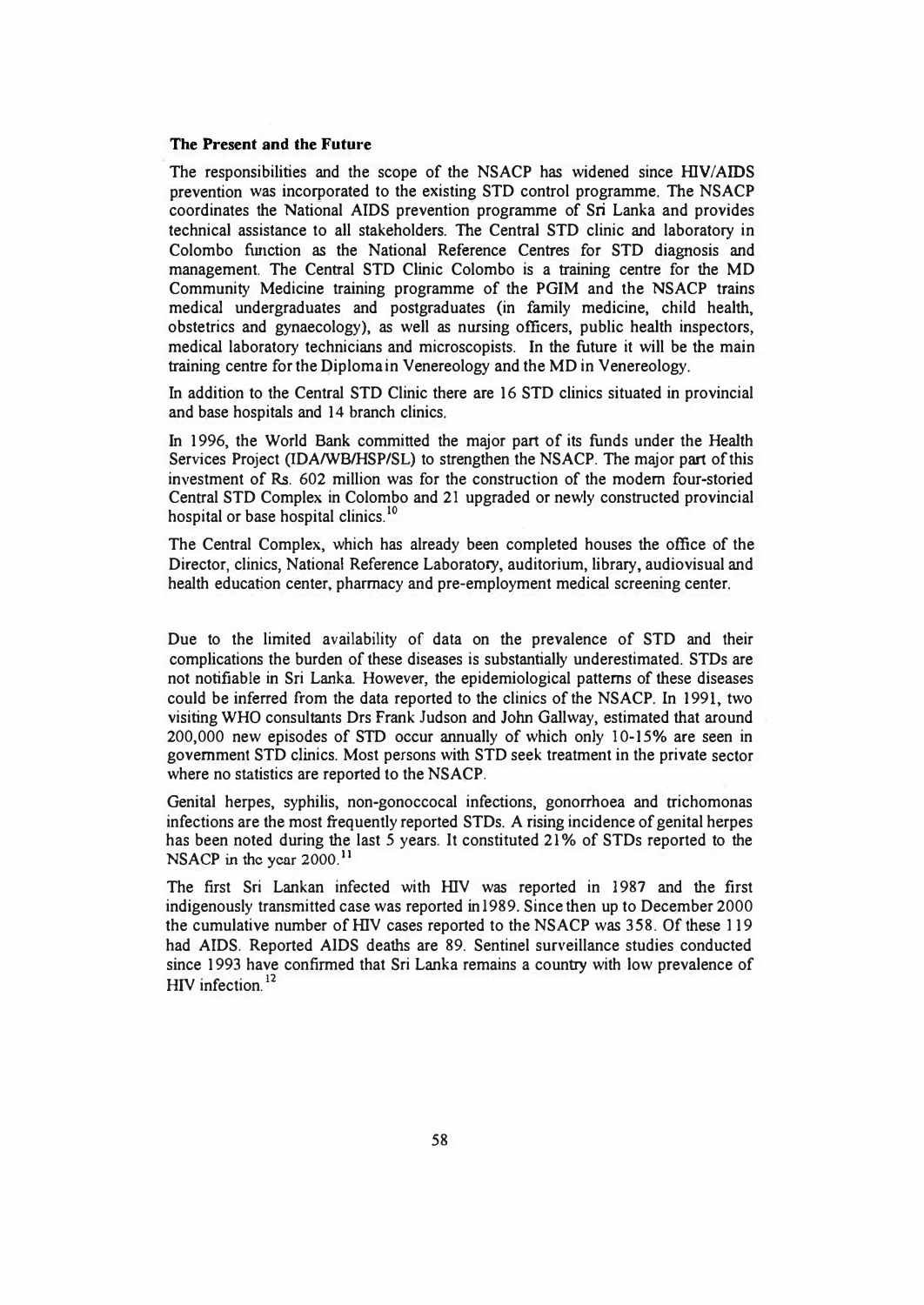### The Present and the Future

The responsibilities and the scope of the NSACP has widened since HIV/AIDS prevention was incorporated to the existing STD control programme. The NSACP coordinates the National AIDS prevention programme of Sri Lanka and provides technical assistance to all stakeholders. The Central STD clinic and laboratory in Colombo function as the National Reference Centres for STD diagnosis and management. The Central STD Clinic Colombo is a training centre for the MD Community Medicine training programme of the PGIM and the NSACP trains medical undergraduates and postgraduates (in family medicine, child health, obstetrics and gynaecology), as well as nursing officers, public health inspectors, medical laboratory technicians and microscopists. In the future it will be the main training centre for the Diploma in Venereology and the MD in Venereology.

In addition to the Central STD Clinic there are 16 STD clinics situated in provincial and base hospitals and 14 branch clinics.

In 1996, the World Bank committed the major part of its funds under the Health Services Project (IDA/WB/HSP/SL) to strengthen the NSACP. The major part of this investment of Rs. 602 million was for the construction of the modern four-storied Central STD Complex in Colombo and 21 upgraded or newly constructed provincial hospital or base hospital clinics.[10]

The Central Complex, which has already been completed houses the office of the Director, clinics, National Reference Laboratory, auditorium, library, audiovisual and health education center, pharmacy and pre-employment medical screening center.

Due to the limited availability of data on the prevalence of STD and their complications the burden of these diseases is substantially underestimated. STDs are not notifiable in Sri Lanka. However, the epidemiological patterns of these diseases could be inferred from the data reported to the clinics of the NSACP. In 1991, two visiting WHO consultants Drs Frank Judson and John Gallway, estimated that around 200,000 new episodes of STD occur annually of which only 10-15% are seen in government STD clinics. Most persons with STD seek treatment in the private sector where no statistics are reported to the NSACP.

Genital herpes, syphilis, non-gonoccocal infections, gonorrhoea and trichomonas infections are the most frequently reported STDs. A rising incidence of genital herpes has been noted during the last 5 years. It constituted 21% of STDs reported to the NSACP in the year 2000.[11]

The first Sri Lankan infected with HIV was reported in 1987 and the first indigenously transmitted case was reported in 1989. Since then up to December 2000 the cumulative number of HIV cases reported to the NSACP was 358. Of these 119 had AIDS. Reported AIDS deaths are 89. Sentinel surveillance studies conducted since 1993 have confirmed that Sri Lanka remains a country with low prevalence of HIV infection.[12]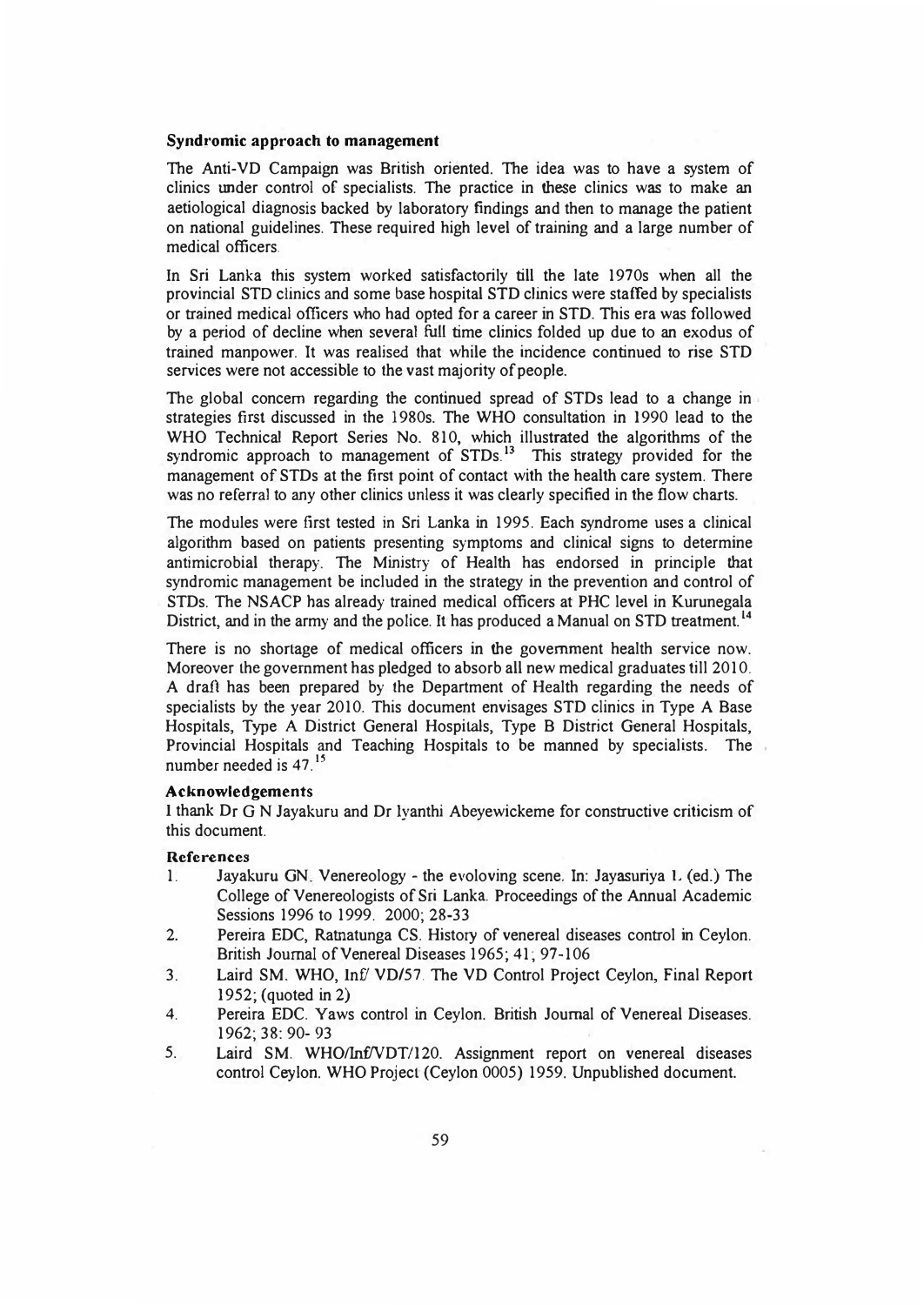### Syndromic approach to management

The Anti-VD Campaign was British oriented. The idea was to have a system of clinics under control of specialists. The practice in these clinics was to make an aetiological diagnosis backed by laboratory findings and then to manage the patient on national guidelines. These required high level of training and a large number of medical officers.

In Sri Lanka this system worked satisfactorily till the late 1970s when all the provincial STD clinics and some base hospital STD clinics were staffed by specialists or trained medical officers who had opted for a career in STD. This era was followed by a period of decline when several full time clinics folded up due to an exodus of trained manpower. It was realised that while the incidence continued to rise STD services were not accessible to the vast majority of people.

The global concern regarding the continued spread of STDs lead to a change in strategies first discussed in the 1980s. The WHO consultation in 1990 lead to the WHO Technical Report Series No. 810, which illustrated the algorithms of the syndromic approach to management of STDs.[13] This strategy provided for the management of STDs at the first point of contact with the health care system. There was no referral to any other clinics unless it was clearly specified in the flow charts.

The modules were first tested in Sri Lanka in 1995. Each syndrome uses a clinical algorithm based on patients presenting symptoms and clinical signs to determine antimicrobial therapy. The Ministry of Health has endorsed in principle that syndromic management be included in the strategy in the prevention and control of STDs. The NSACP has already trained medical officers at PHC level in Kurunegala District, and in the army and the police. It has produced a Manual on STD treatment.[14]

There is no shortage of medical officers in the government health service now. Moreover the government has pledged to absorb all new medical graduates till 2010. A draft has been prepared by the Department of Health regarding the needs of specialists by the year 2010. This document envisages STD clinics in Type A Base Hospitals, Type A District General Hospitals, Type B District General Hospitals, Provincial Hospitals and Teaching Hospitals to be manned by specialists. The number needed is 47.[15]

### Acknowledgements

I thank Dr G N Jayakuru and Dr Iyanthi Abeyewickeme for constructive criticism of this document.

### References

1. Jayakuru GN. Venereology - the evoloving scene. In: Jayasuriya L (ed.) The College of Venereologists of Sri Lanka. Proceedings of the Annual Academic Sessions 1996 to 1999. 2000; 28-33
2. Pereira EDC, Ratnatunga CS. History of venereal diseases control in Ceylon. British Journal of Venereal Diseases 1965; 41; 97-106
3. Laird SM. WHO, Inf/ VD/57. The VD Control Project Ceylon, Final Report 1952; (quoted in 2)
4. Pereira EDC. Yaws control in Ceylon. British Journal of Venereal Diseases. 1962; 38: 90- 93
5. Laird SM. WHO/Inf/VDT/120. Assignment report on venereal diseases control Ceylon. WHO Project (Ceylon 0005) 1959. Unpublished document.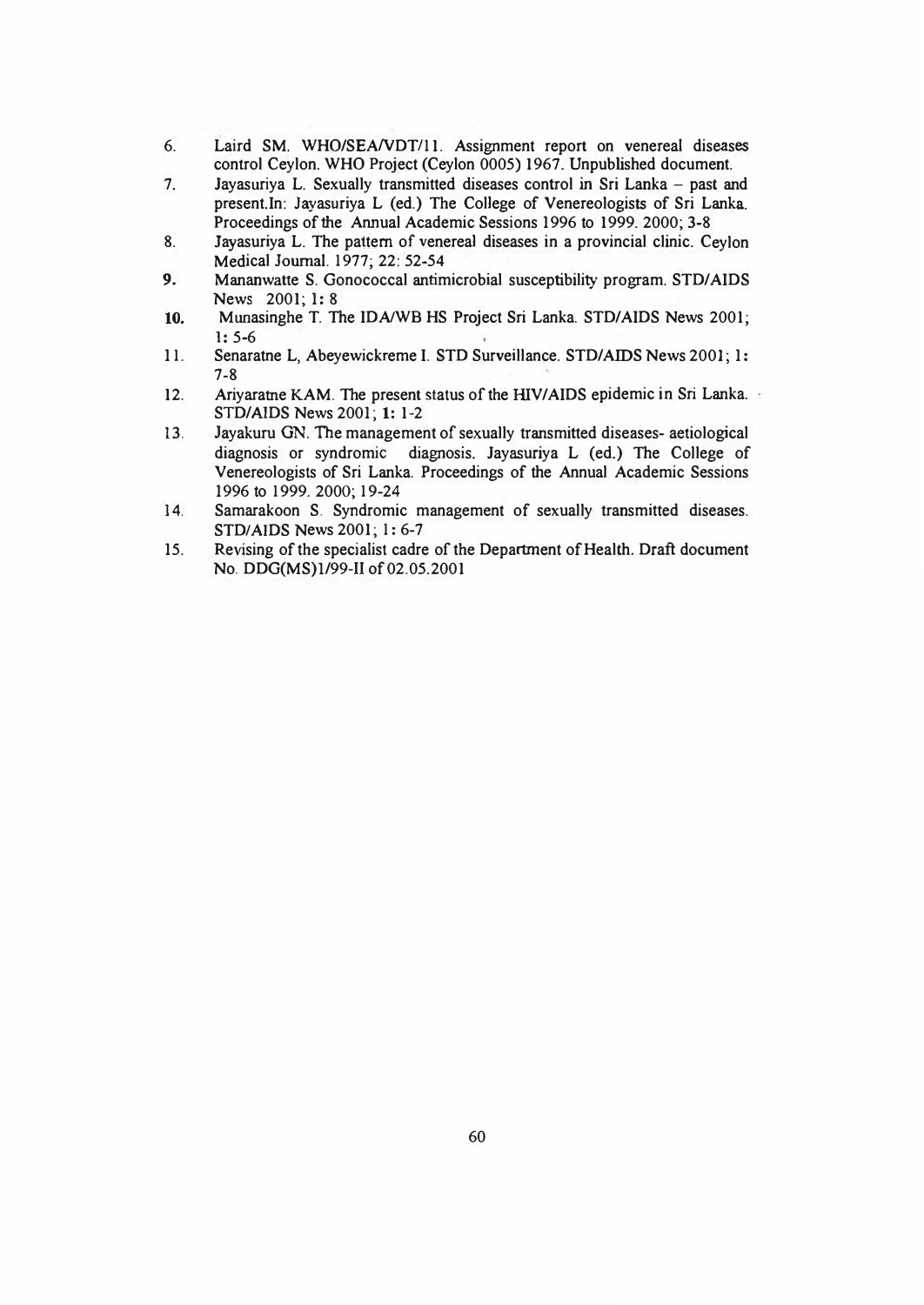6. Laird SM. WHO/SEA/VDT/11. Assignment report on venereal diseases control Ceylon. WHO Project (Ceylon 0005) 1967. Unpublished document.
7. Jayasuriya L. Sexually transmitted diseases control in Sri Lanka – past and present.In: Jayasuriya L (ed.) The College of Venereologists of Sri Lanka. Proceedings of the Annual Academic Sessions 1996 to 1999. 2000; 3-8
8. Jayasuriya L. The pattern of venereal diseases in a provincial clinic. Ceylon Medical Journal. 1977; 22: 52-54
9. Mananwatte S. Gonococcal antimicrobial susceptibility program. STD/AIDS News 2001; 1: 8
10. Munasinghe T. The IDA/WB HS Project Sri Lanka. STD/AIDS News 2001; 1: 5-6
11. Senaratne L, Abeyewickreme I. STD Surveillance. STD/AIDS News 2001; 1: 7-8
12. Ariyaratne KAM. The present status of the HIV/AIDS epidemic in Sri Lanka. STD/AIDS News 2001; 1: 1-2
13. Jayakuru GN. The management of sexually transmitted diseases- aetiological diagnosis or syndromic diagnosis. Jayasuriya L (ed.) The College of Venereologists of Sri Lanka. Proceedings of the Annual Academic Sessions 1996 to 1999. 2000; 19-24
14. Samarakoon S. Syndromic management of sexually transmitted diseases. STD/AIDS News 2001; 1: 6-7
15. Revising of the specialist cadre of the Department of Health. Draft document No. DDG(MS)1/99-II of 02.05.2001